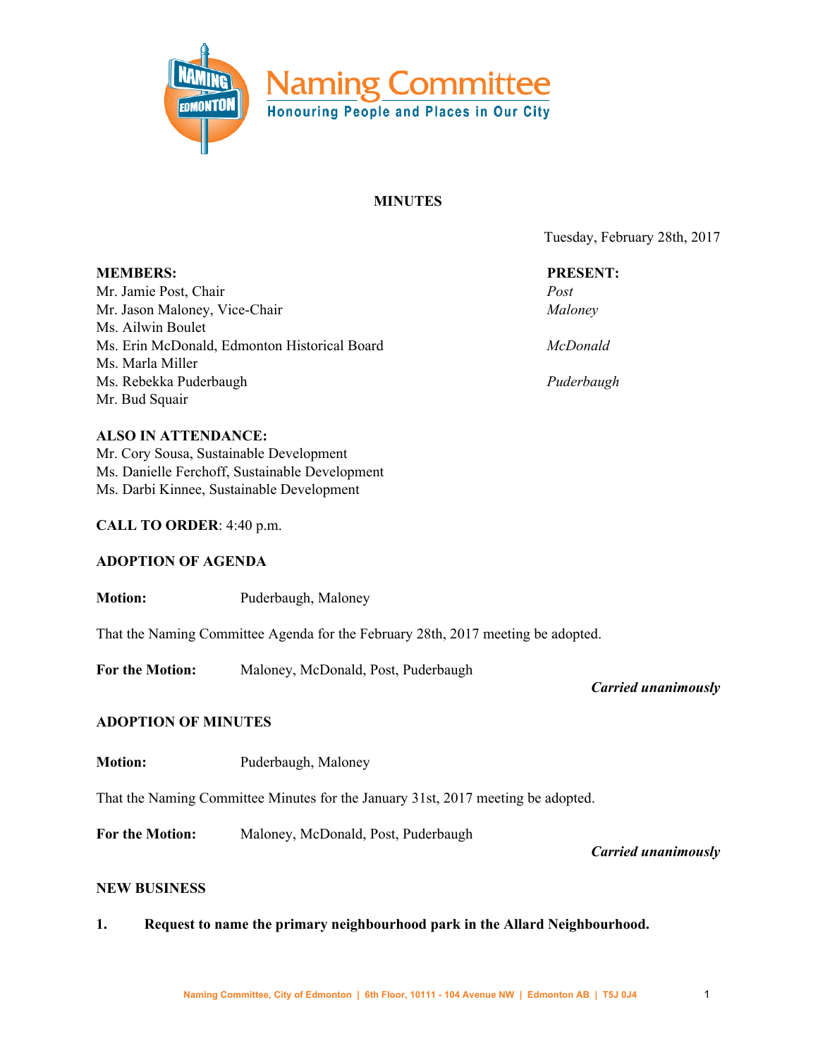# Naming Committee

Honouring People and Places in Our City

## MINUTES

Tuesday, February 28th, 2017

| MEMBERS: | PRESENT: |
|---|---|
| Mr. Jamie Post, Chair | *Post* |
| Mr. Jason Maloney, Vice-Chair | *Maloney* |
| Ms. Ailwin Boulet | |
| Ms. Erin McDonald, Edmonton Historical Board | *McDonald* |
| Ms. Marla Miller | |
| Ms. Rebekka Puderbaugh | *Puderbaugh* |
| Mr. Bud Squair | |

**ALSO IN ATTENDANCE:**
Mr. Cory Sousa, Sustainable Development
Ms. Danielle Ferchoff, Sustainable Development
Ms. Darbi Kinnee, Sustainable Development

**CALL TO ORDER**: 4:40 p.m.

**ADOPTION OF AGENDA**

**Motion:** Puderbaugh, Maloney

That the Naming Committee Agenda for the February 28th, 2017 meeting be adopted.

**For the Motion:** Maloney, McDonald, Post, Puderbaugh

***Carried unanimously***

**ADOPTION OF MINUTES**

**Motion:** Puderbaugh, Maloney

That the Naming Committee Minutes for the January 31st, 2017 meeting be adopted.

**For the Motion:** Maloney, McDonald, Post, Puderbaugh

***Carried unanimously***

**NEW BUSINESS**

**1. Request to name the primary neighbourhood park in the Allard Neighbourhood.**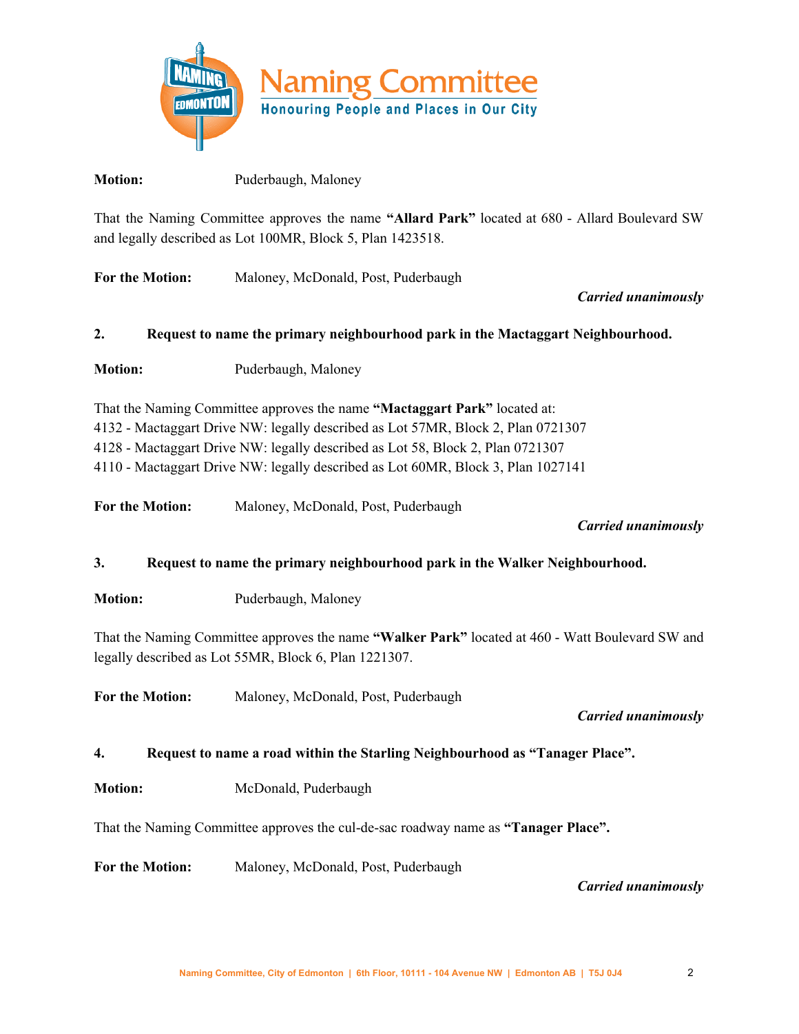**Motion:** Puderbaugh, Maloney

That the Naming Committee approves the name **"Allard Park"** located at 680 - Allard Boulevard SW and legally described as Lot 100MR, Block 5, Plan 1423518.

**For the Motion:** Maloney, McDonald, Post, Puderbaugh

***Carried unanimously***

**2. Request to name the primary neighbourhood park in the Mactaggart Neighbourhood.**

**Motion:** Puderbaugh, Maloney

That the Naming Committee approves the name **"Mactaggart Park"** located at:
4132 - Mactaggart Drive NW: legally described as Lot 57MR, Block 2, Plan 0721307
4128 - Mactaggart Drive NW: legally described as Lot 58, Block 2, Plan 0721307
4110 - Mactaggart Drive NW: legally described as Lot 60MR, Block 3, Plan 1027141

**For the Motion:** Maloney, McDonald, Post, Puderbaugh

***Carried unanimously***

**3. Request to name the primary neighbourhood park in the Walker Neighbourhood.**

**Motion:** Puderbaugh, Maloney

That the Naming Committee approves the name **"Walker Park"** located at 460 - Watt Boulevard SW and legally described as Lot 55MR, Block 6, Plan 1221307.

**For the Motion:** Maloney, McDonald, Post, Puderbaugh

***Carried unanimously***

**4. Request to name a road within the Starling Neighbourhood as "Tanager Place".**

**Motion:** McDonald, Puderbaugh

That the Naming Committee approves the cul-de-sac roadway name as **"Tanager Place".**

**For the Motion:** Maloney, McDonald, Post, Puderbaugh

***Carried unanimously***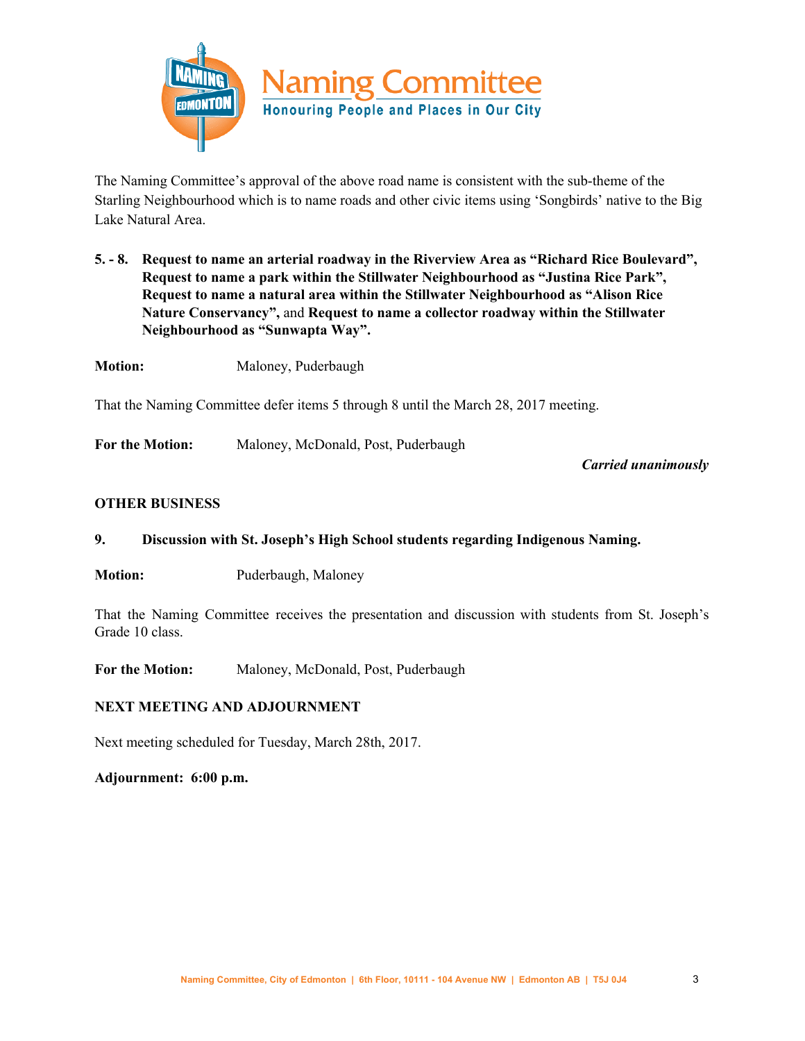The Naming Committee's approval of the above road name is consistent with the sub-theme of the Starling Neighbourhood which is to name roads and other civic items using 'Songbirds' native to the Big Lake Natural Area.

**5. - 8. Request to name an arterial roadway in the Riverview Area as "Richard Rice Boulevard", Request to name a park within the Stillwater Neighbourhood as "Justina Rice Park", Request to name a natural area within the Stillwater Neighbourhood as "Alison Rice Nature Conservancy",** and **Request to name a collector roadway within the Stillwater Neighbourhood as "Sunwapta Way".**

**Motion:** Maloney, Puderbaugh

That the Naming Committee defer items 5 through 8 until the March 28, 2017 meeting.

**For the Motion:** Maloney, McDonald, Post, Puderbaugh

***Carried unanimously***

**OTHER BUSINESS**

**9. Discussion with St. Joseph's High School students regarding Indigenous Naming.**

**Motion:** Puderbaugh, Maloney

That the Naming Committee receives the presentation and discussion with students from St. Joseph's Grade 10 class.

**For the Motion:** Maloney, McDonald, Post, Puderbaugh

**NEXT MEETING AND ADJOURNMENT**

Next meeting scheduled for Tuesday, March 28th, 2017.

**Adjournment: 6:00 p.m.**